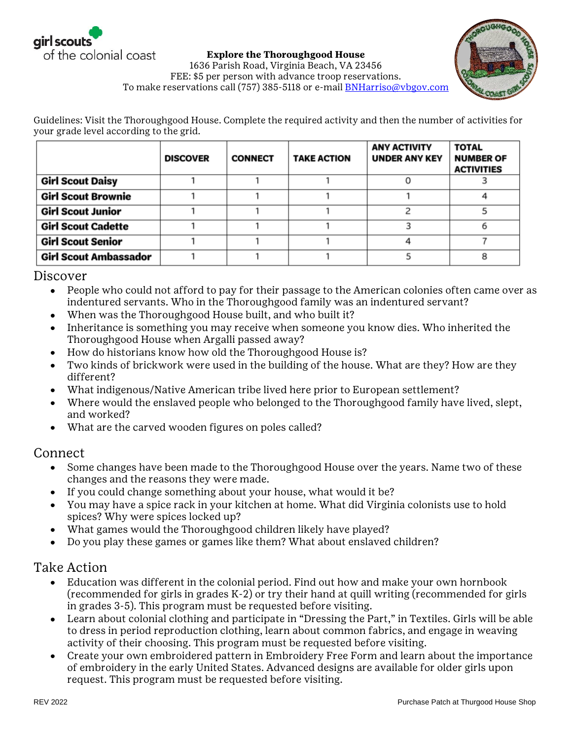girl scouts of the colonial coast

**Explore the Thoroughgood House**
1636 Parish Road, Virginia Beach, VA 23456
FEE: $5 per person with advance troop reservations.
To make reservations call (757) 385-5118 or e-mail BNHarriso@vbgov.com

Guidelines: Visit the Thoroughgood House. Complete the required activity and then the number of activities for your grade level according to the grid.

| | DISCOVER | CONNECT | TAKE ACTION | ANY ACTIVITY UNDER ANY KEY | TOTAL NUMBER OF ACTIVITIES |
|---|---|---|---|---|---|
| **Girl Scout Daisy** | 1 | 1 | 1 | 0 | 3 |
| **Girl Scout Brownie** | 1 | 1 | 1 | 1 | 4 |
| **Girl Scout Junior** | 1 | 1 | 1 | 2 | 5 |
| **Girl Scout Cadette** | 1 | 1 | 1 | 3 | 6 |
| **Girl Scout Senior** | 1 | 1 | 1 | 4 | 7 |
| **Girl Scout Ambassador** | 1 | 1 | 1 | 5 | 8 |

## Discover

- People who could not afford to pay for their passage to the American colonies often came over as indentured servants. Who in the Thoroughgood family was an indentured servant?
- When was the Thoroughgood House built, and who built it?
- Inheritance is something you may receive when someone you know dies. Who inherited the Thoroughgood House when Argalli passed away?
- How do historians know how old the Thoroughgood House is?
- Two kinds of brickwork were used in the building of the house. What are they? How are they different?
- What indigenous/Native American tribe lived here prior to European settlement?
- Where would the enslaved people who belonged to the Thoroughgood family have lived, slept, and worked?
- What are the carved wooden figures on poles called?

## Connect

- Some changes have been made to the Thoroughgood House over the years. Name two of these changes and the reasons they were made.
- If you could change something about your house, what would it be?
- You may have a spice rack in your kitchen at home. What did Virginia colonists use to hold spices? Why were spices locked up?
- What games would the Thoroughgood children likely have played?
- Do you play these games or games like them? What about enslaved children?

## Take Action

- Education was different in the colonial period. Find out how and make your own hornbook (recommended for girls in grades K-2) or try their hand at quill writing (recommended for girls in grades 3-5). This program must be requested before visiting.
- Learn about colonial clothing and participate in "Dressing the Part," in Textiles. Girls will be able to dress in period reproduction clothing, learn about common fabrics, and engage in weaving activity of their choosing. This program must be requested before visiting.
- Create your own embroidered pattern in Embroidery Free Form and learn about the importance of embroidery in the early United States. Advanced designs are available for older girls upon request. This program must be requested before visiting.

REV 2022

Purchase Patch at Thurgood House Shop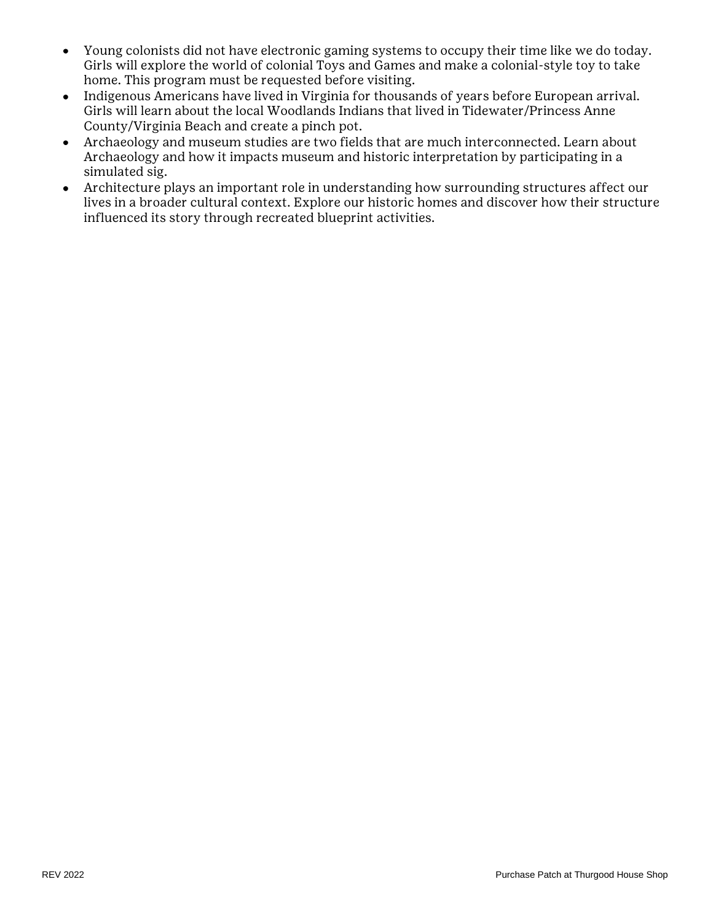- Young colonists did not have electronic gaming systems to occupy their time like we do today. Girls will explore the world of colonial Toys and Games and make a colonial-style toy to take home. This program must be requested before visiting.
- Indigenous Americans have lived in Virginia for thousands of years before European arrival. Girls will learn about the local Woodlands Indians that lived in Tidewater/Princess Anne County/Virginia Beach and create a pinch pot.
- Archaeology and museum studies are two fields that are much interconnected. Learn about Archaeology and how it impacts museum and historic interpretation by participating in a simulated sig.
- Architecture plays an important role in understanding how surrounding structures affect our lives in a broader cultural context. Explore our historic homes and discover how their structure influenced its story through recreated blueprint activities.

REV 2022

Purchase Patch at Thurgood House Shop